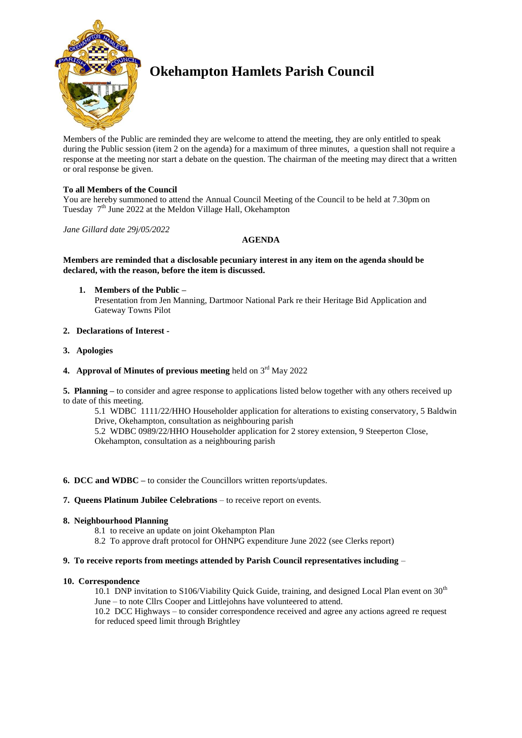# Okehampton Hamlets Parish Council

Members of the Public are reminded they are welcome to attend the meeting, they are only entitled to speak during the Public session (item 2 on the agenda) for a maximum of three minutes, a question shall not require a response at the meeting nor start a debate on the question. The chairman of the meeting may direct that a written or oral response be given.

**To all Members of the Council**
You are hereby summoned to attend the Annual Council Meeting of the Council to be held at 7.30pm on Tuesday 7th June 2022 at the Meldon Village Hall, Okehampton

*Jane Gillard date 29j/05/2022*

**AGENDA**

**Members are reminded that a disclosable pecuniary interest in any item on the agenda should be declared, with the reason, before the item is discussed.**

1. **Members of the Public –**
   Presentation from Jen Manning, Dartmoor National Park re their Heritage Bid Application and Gateway Towns Pilot

2. **Declarations of Interest -**

3. **Apologies**

4. **Approval of Minutes of previous meeting** held on 3rd May 2022

5. **Planning –** to consider and agree response to applications listed below together with any others received up to date of this meeting.
   - 5.1 WDBC 1111/22/HHO Householder application for alterations to existing conservatory, 5 Baldwin Drive, Okehampton, consultation as neighbouring parish
   - 5.2 WDBC 0989/22/HHO Householder application for 2 storey extension, 9 Steeperton Close, Okehampton, consultation as a neighbouring parish

6. **DCC and WDBC –** to consider the Councillors written reports/updates.

7. **Queens Platinum Jubilee Celebrations** – to receive report on events.

8. **Neighbourhood Planning**
   - 8.1 to receive an update on joint Okehampton Plan
   - 8.2 To approve draft protocol for OHNPG expenditure June 2022 (see Clerks report)

9. **To receive reports from meetings attended by Parish Council representatives including** –

10. **Correspondence**
    - 10.1 DNP invitation to S106/Viability Quick Guide, training, and designed Local Plan event on 30th June – to note Cllrs Cooper and Littlejohns have volunteered to attend.
    - 10.2 DCC Highways – to consider correspondence received and agree any actions agreed re request for reduced speed limit through Brightley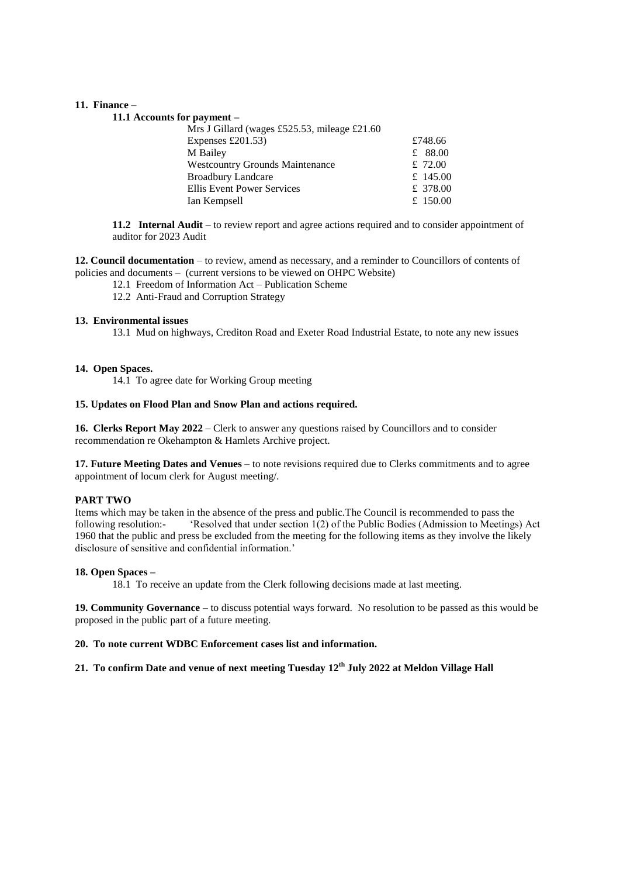**11. Finance** –

**11.1 Accounts for payment –**

| | |
|---|---|
| Mrs J Gillard (wages £525.53, mileage £21.60 Expenses £201.53) | £748.66 |
| M Bailey | £ 88.00 |
| Westcountry Grounds Maintenance | £ 72.00 |
| Broadbury Landcare | £ 145.00 |
| Ellis Event Power Services | £ 378.00 |
| Ian Kempsell | £ 150.00 |

**11.2 Internal Audit** – to review report and agree actions required and to consider appointment of auditor for 2023 Audit

**12. Council documentation** – to review, amend as necessary, and a reminder to Councillors of contents of policies and documents – (current versions to be viewed on OHPC Website)

12.1 Freedom of Information Act – Publication Scheme

12.2 Anti-Fraud and Corruption Strategy

**13. Environmental issues**

13.1 Mud on highways, Crediton Road and Exeter Road Industrial Estate, to note any new issues

**14. Open Spaces.**

14.1 To agree date for Working Group meeting

**15. Updates on Flood Plan and Snow Plan and actions required.**

**16. Clerks Report May 2022** – Clerk to answer any questions raised by Councillors and to consider recommendation re Okehampton & Hamlets Archive project.

**17. Future Meeting Dates and Venues** – to note revisions required due to Clerks commitments and to agree appointment of locum clerk for August meeting/.

**PART TWO**

Items which may be taken in the absence of the press and public.The Council is recommended to pass the following resolution:- 'Resolved that under section 1(2) of the Public Bodies (Admission to Meetings) Act 1960 that the public and press be excluded from the meeting for the following items as they involve the likely disclosure of sensitive and confidential information.'

**18. Open Spaces –**

18.1 To receive an update from the Clerk following decisions made at last meeting.

**19. Community Governance –** to discuss potential ways forward. No resolution to be passed as this would be proposed in the public part of a future meeting.

**20. To note current WDBC Enforcement cases list and information.**

**21. To confirm Date and venue of next meeting Tuesday 12th July 2022 at Meldon Village Hall**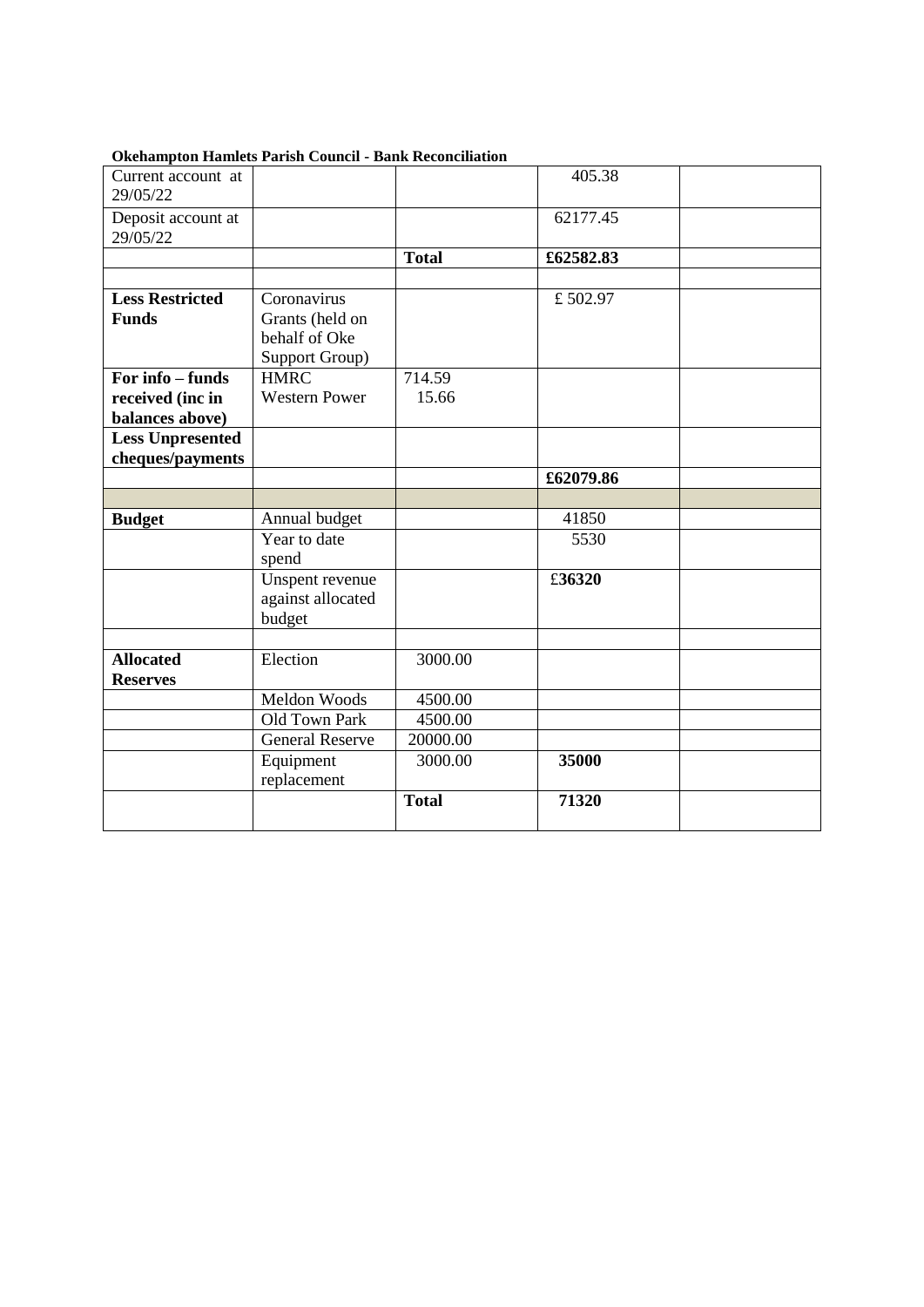**Okehampton Hamlets Parish Council - Bank Reconciliation**

| | | | | |
|---|---|---|---|---|
| Current account at 29/05/22 | | | 405.38 | |
| Deposit account at 29/05/22 | | | 62177.45 | |
| | | **Total** | **£62582.83** | |
| | | | | |
| **Less Restricted Funds** | Coronavirus Grants (held on behalf of Oke Support Group) | | £ 502.97 | |
| **For info – funds received (inc in balances above)** | HMRC<br>Western Power | 714.59<br>15.66 | | |
| **Less Unpresented cheques/payments** | | | | |
| | | | **£62079.86** | |
| | | | | |
| **Budget** | Annual budget | | 41850 | |
| | Year to date spend | | 5530 | |
| | Unspent revenue against allocated budget | | £**36320** | |
| | | | | |
| **Allocated Reserves** | Election | 3000.00 | | |
| | Meldon Woods | 4500.00 | | |
| | Old Town Park | 4500.00 | | |
| | General Reserve | 20000.00 | | |
| | Equipment replacement | 3000.00 | **35000** | |
| | | **Total** | **71320** | |